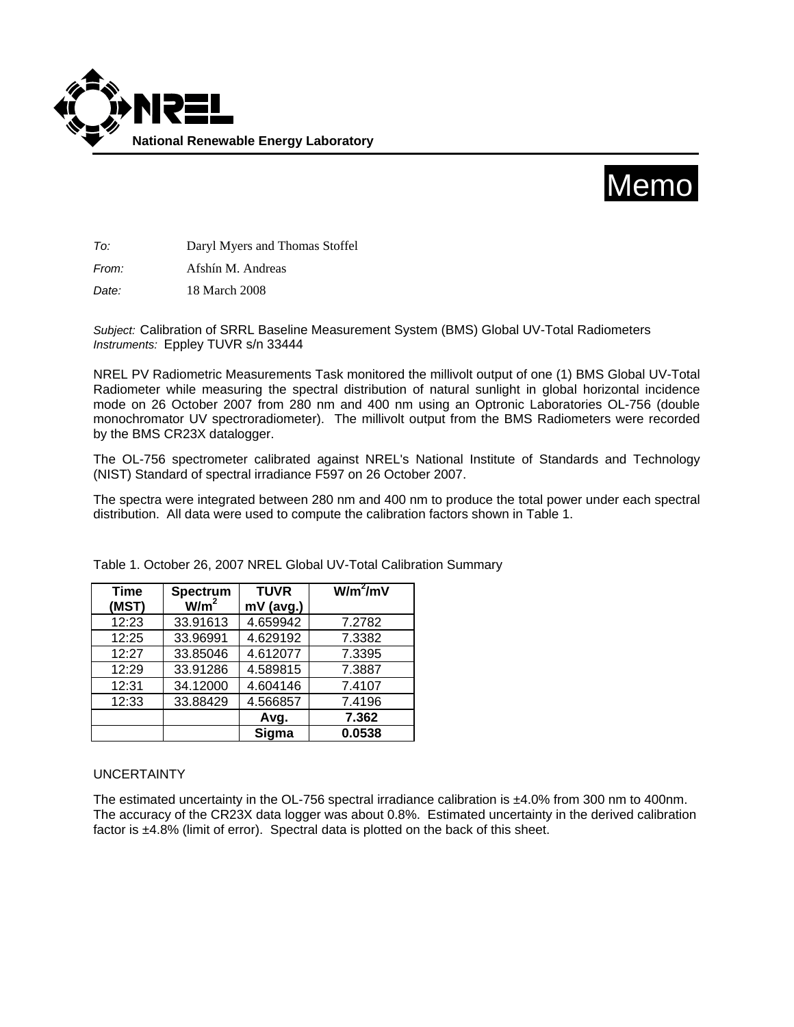**National Renewable Energy Laboratory**

# Memo

*To:* Daryl Myers and Thomas Stoffel

*From:* Afshín M. Andreas

*Date:* 18 March 2008

*Subject:* Calibration of SRRL Baseline Measurement System (BMS) Global UV-Total Radiometers
*Instruments:* Eppley TUVR s/n 33444

NREL PV Radiometric Measurements Task monitored the millivolt output of one (1) BMS Global UV-Total Radiometer while measuring the spectral distribution of natural sunlight in global horizontal incidence mode on 26 October 2007 from 280 nm and 400 nm using an Optronic Laboratories OL-756 (double monochromator UV spectroradiometer). The millivolt output from the BMS Radiometers were recorded by the BMS CR23X datalogger.

The OL-756 spectrometer calibrated against NREL's National Institute of Standards and Technology (NIST) Standard of spectral irradiance F597 on 26 October 2007.

The spectra were integrated between 280 nm and 400 nm to produce the total power under each spectral distribution. All data were used to compute the calibration factors shown in Table 1.

Table 1. October 26, 2007 NREL Global UV-Total Calibration Summary

| Time (MST) | Spectrum $W/m^2$ | TUVR mV (avg.) | $W/m^2/mV$ |
|---|---|---|---|
| 12:23 | 33.91613 | 4.659942 | 7.2782 |
| 12:25 | 33.96991 | 4.629192 | 7.3382 |
| 12:27 | 33.85046 | 4.612077 | 7.3395 |
| 12:29 | 33.91286 | 4.589815 | 7.3887 |
| 12:31 | 34.12000 | 4.604146 | 7.4107 |
| 12:33 | 33.88429 | 4.566857 | 7.4196 |
| | | **Avg.** | **7.362** |
| | | **Sigma** | **0.0538** |

UNCERTAINTY

The estimated uncertainty in the OL-756 spectral irradiance calibration is ±4.0% from 300 nm to 400nm. The accuracy of the CR23X data logger was about 0.8%. Estimated uncertainty in the derived calibration factor is ±4.8% (limit of error). Spectral data is plotted on the back of this sheet.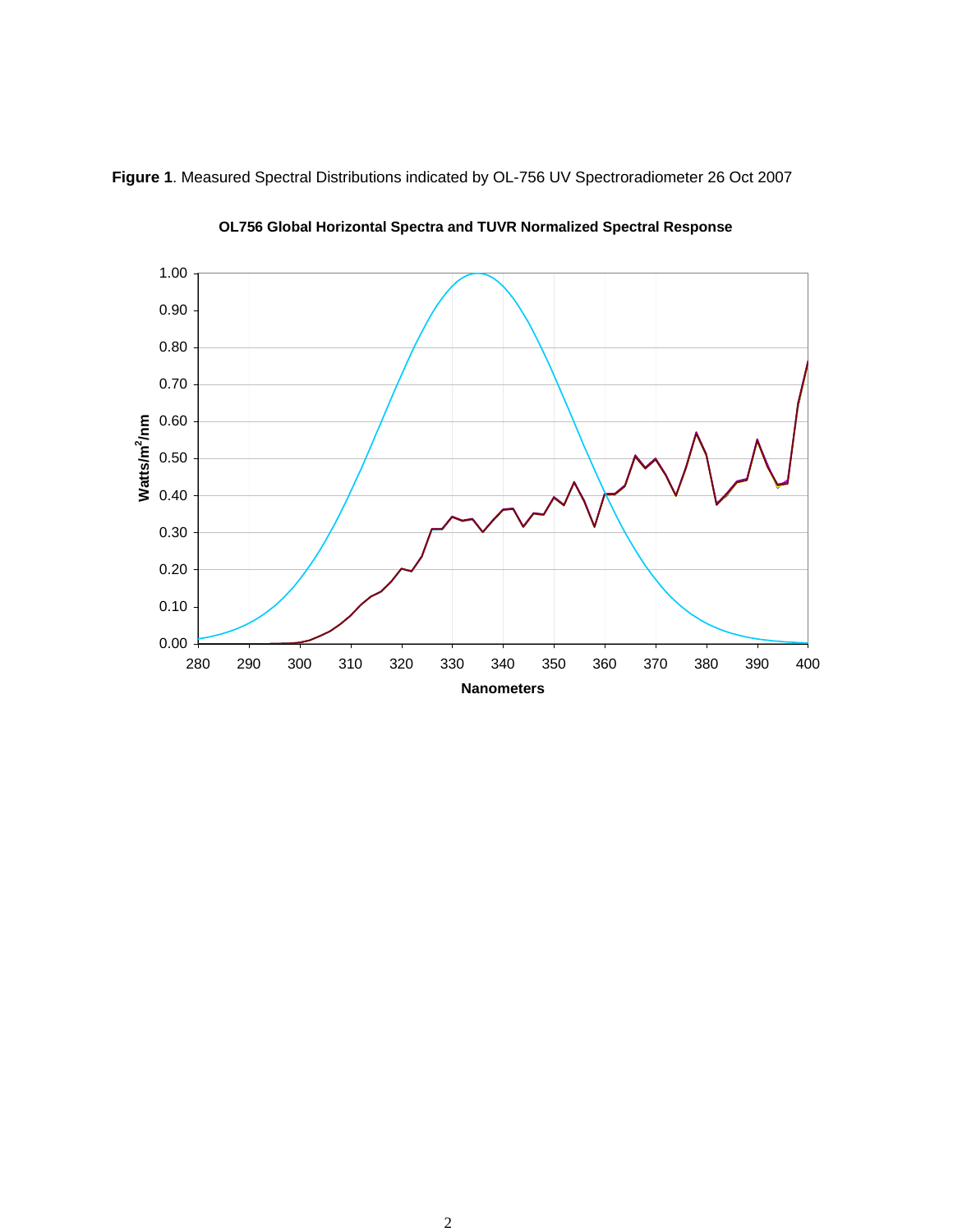**Figure 1**. Measured Spectral Distributions indicated by OL-756 UV Spectroradiometer 26 Oct 2007

**OL756 Global Horizontal Spectra and TUVR Normalized Spectral Response**

Watts/m$^2$/nm

1.00
0.90
0.80
0.70
0.60
0.50
0.40
0.30
0.20
0.10
0.00

280 290 300 310 320 330 340 350 360 370 380 390 400

Nanometers